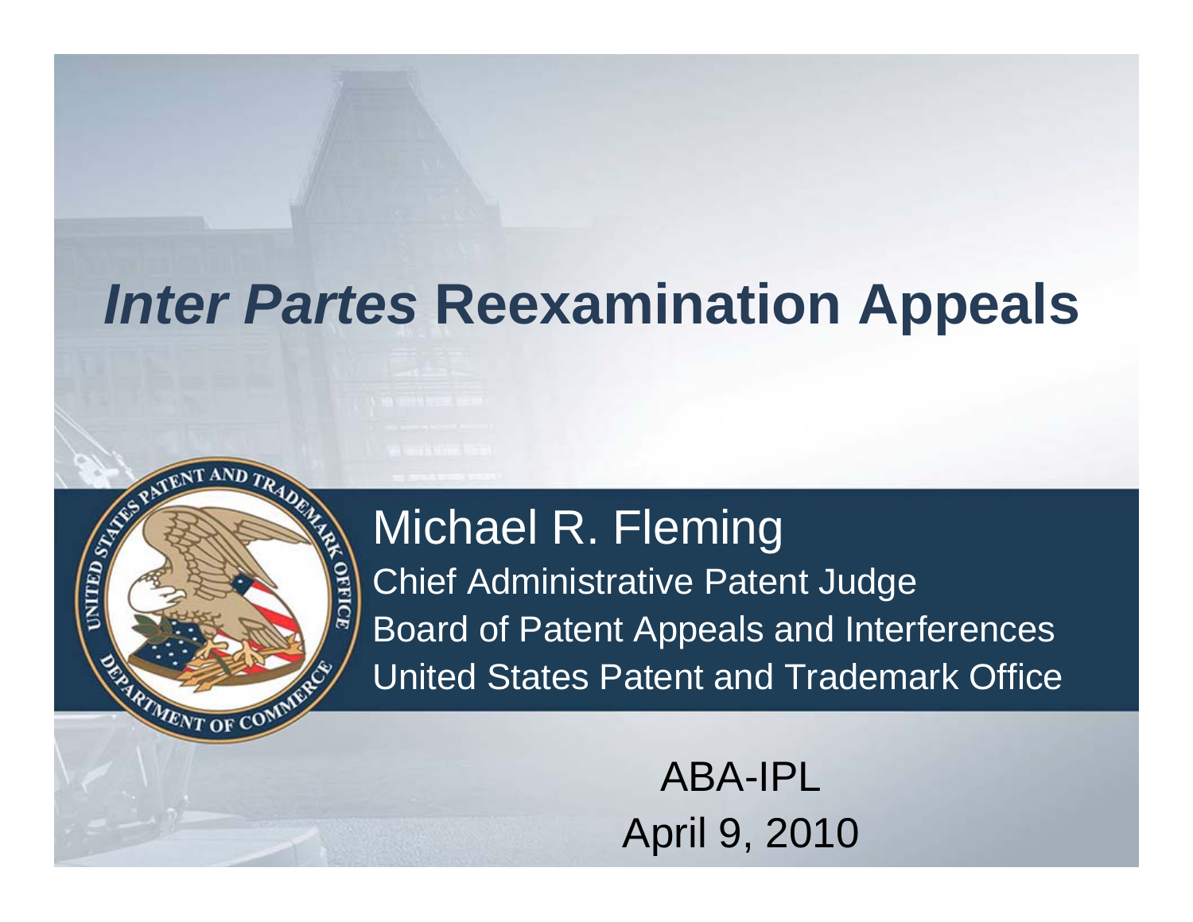# *Inter Partes* Reexamination Appeals

Michael R. Fleming

Chief Administrative Patent Judge

Board of Patent Appeals and Interferences

United States Patent and Trademark Office

ABA-IPL

April 9, 2010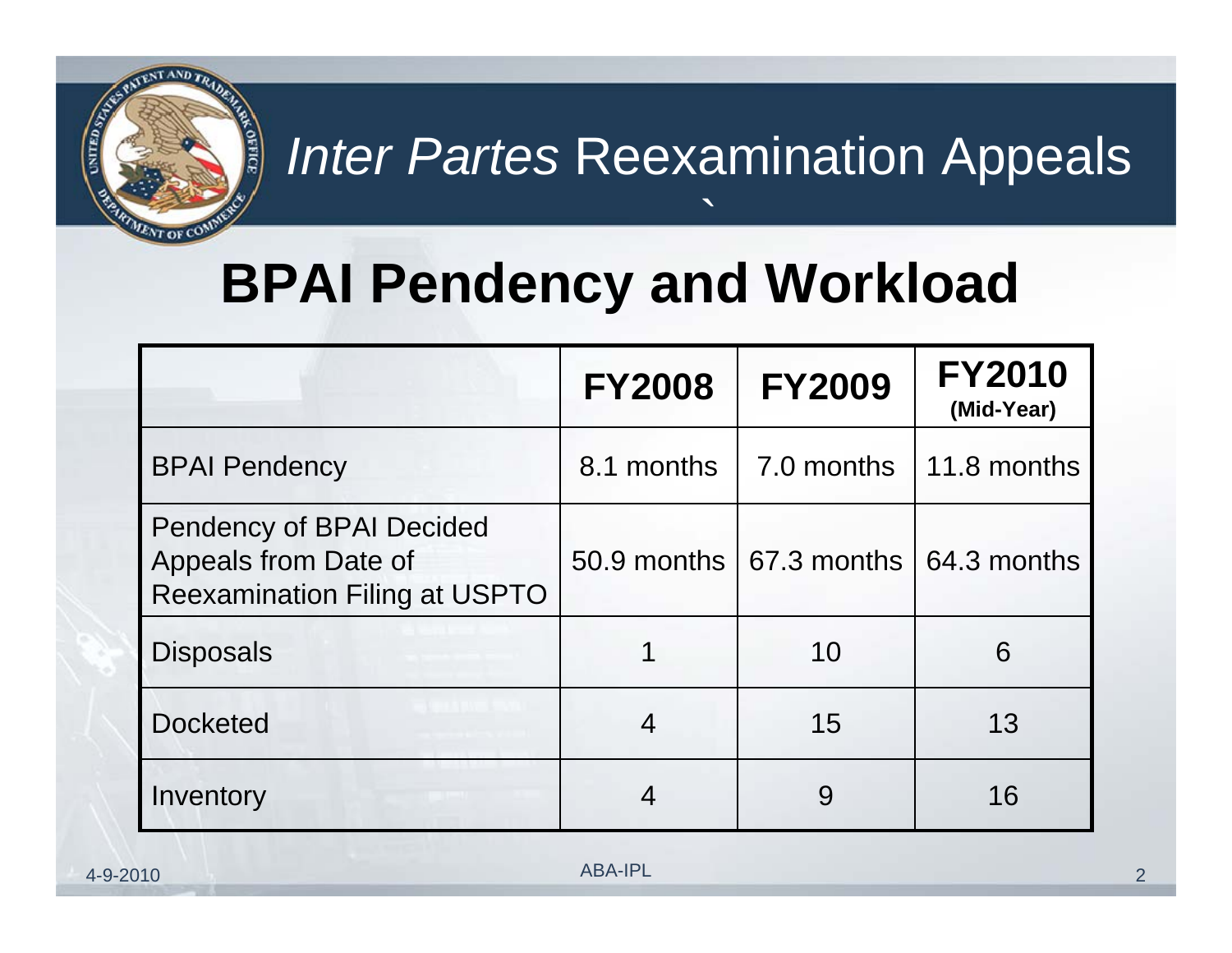# *Inter Partes* Reexamination Appeals

## BPAI Pendency and Workload

| | FY2008 | FY2009 | FY2010 (Mid-Year) |
|---|---|---|---|
| BPAI Pendency | 8.1 months | 7.0 months | 11.8 months |
| Pendency of BPAI Decided Appeals from Date of Reexamination Filing at USPTO | 50.9 months | 67.3 months | 64.3 months |
| Disposals | 1 | 10 | 6 |
| Docketed | 4 | 15 | 13 |
| Inventory | 4 | 9 | 16 |

4-9-2010 ABA-IPL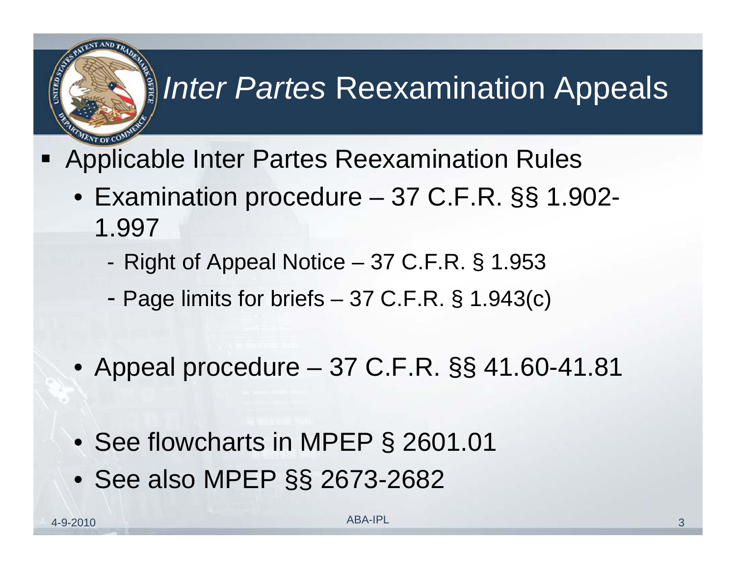# *Inter Partes* Reexamination Appeals

- Applicable Inter Partes Reexamination Rules
  - Examination procedure – 37 C.F.R. §§ 1.902-1.997
    - Right of Appeal Notice – 37 C.F.R. § 1.953
    - Page limits for briefs – 37 C.F.R. § 1.943(c)
  - Appeal procedure – 37 C.F.R. §§ 41.60-41.81
  - See flowcharts in MPEP § 2601.01
  - See also MPEP §§ 2673-2682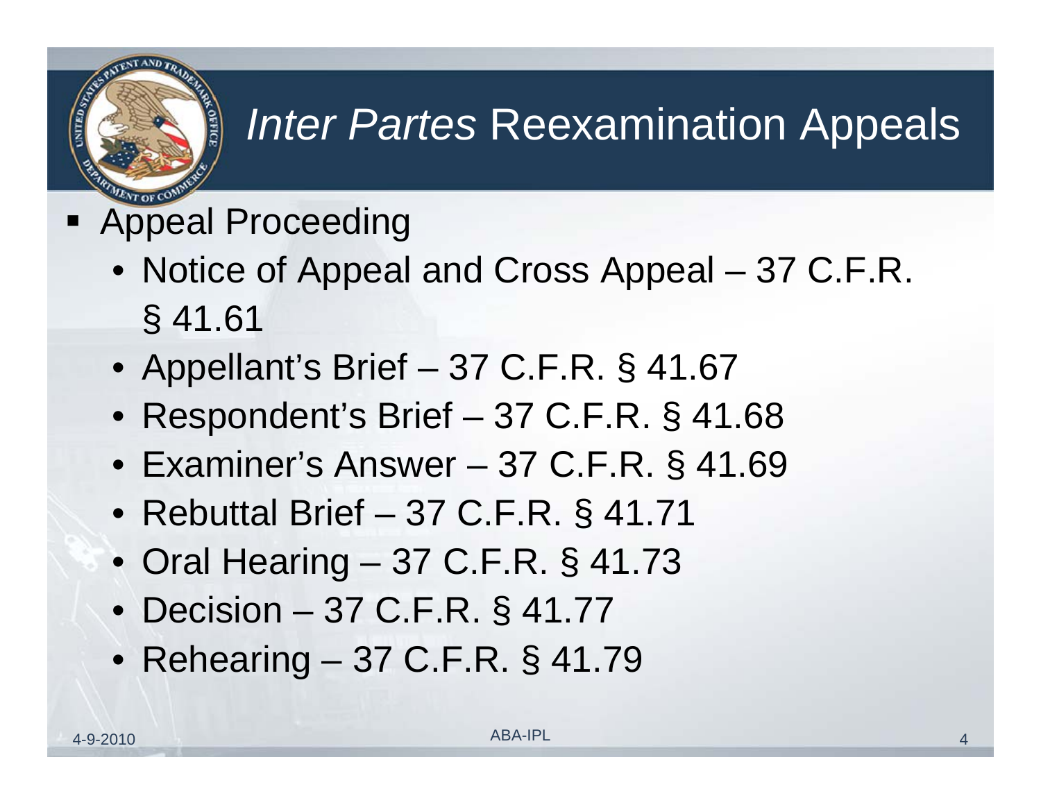# *Inter Partes* Reexamination Appeals

- Appeal Proceeding
  - Notice of Appeal and Cross Appeal – 37 C.F.R. § 41.61
  - Appellant's Brief – 37 C.F.R. § 41.67
  - Respondent's Brief – 37 C.F.R. § 41.68
  - Examiner's Answer – 37 C.F.R. § 41.69
  - Rebuttal Brief – 37 C.F.R. § 41.71
  - Oral Hearing – 37 C.F.R. § 41.73
  - Decision – 37 C.F.R. § 41.77
  - Rehearing – 37 C.F.R. § 41.79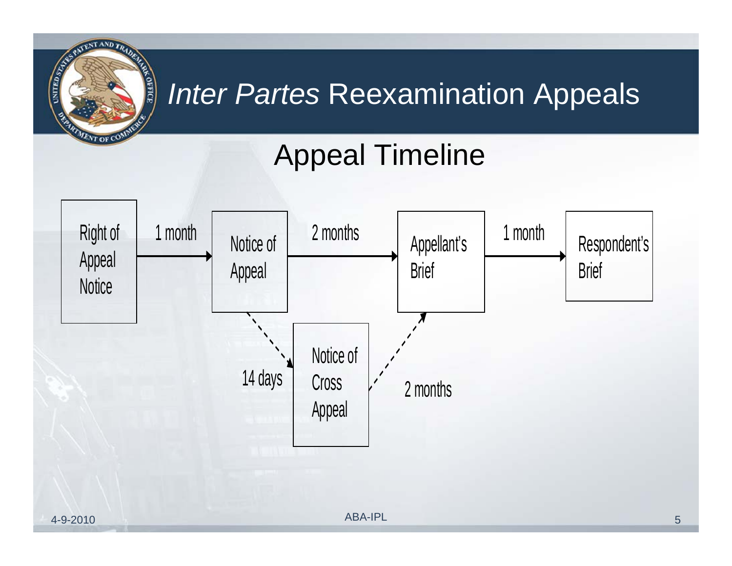# *Inter Partes* Reexamination Appeals

## Appeal Timeline

Right of Appeal Notice → (1 month) → Notice of Appeal → (2 months) → Appellant's Brief → (1 month) → Respondent's Brief

Notice of Appeal → (14 days) → Notice of Cross Appeal → (2 months) → Appellant's Brief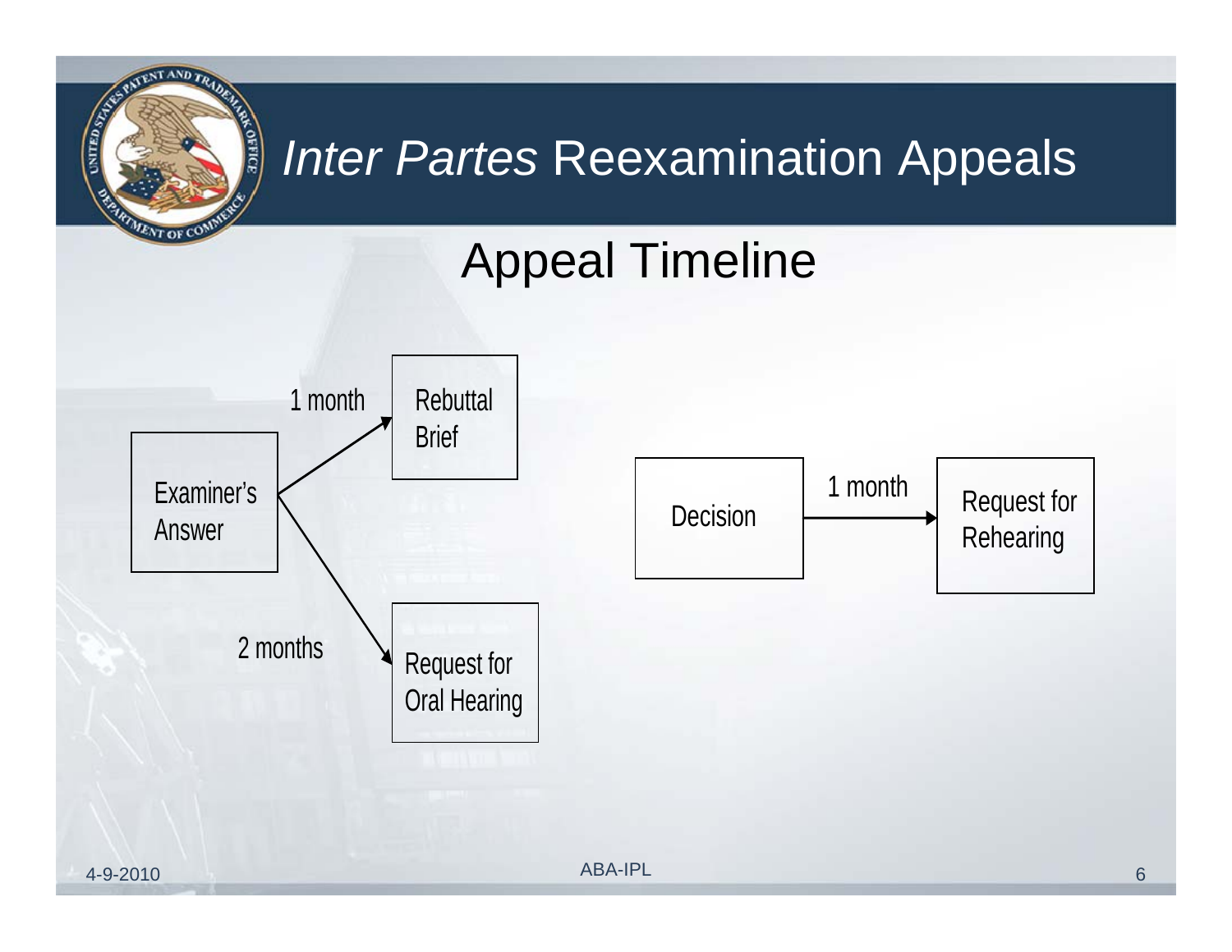# *Inter Partes* Reexamination Appeals

## Appeal Timeline

- Examiner's Answer → (1 month) → Rebuttal Brief
- Examiner's Answer → (2 months) → Request for Oral Hearing
- Decision → (1 month) → Request for Rehearing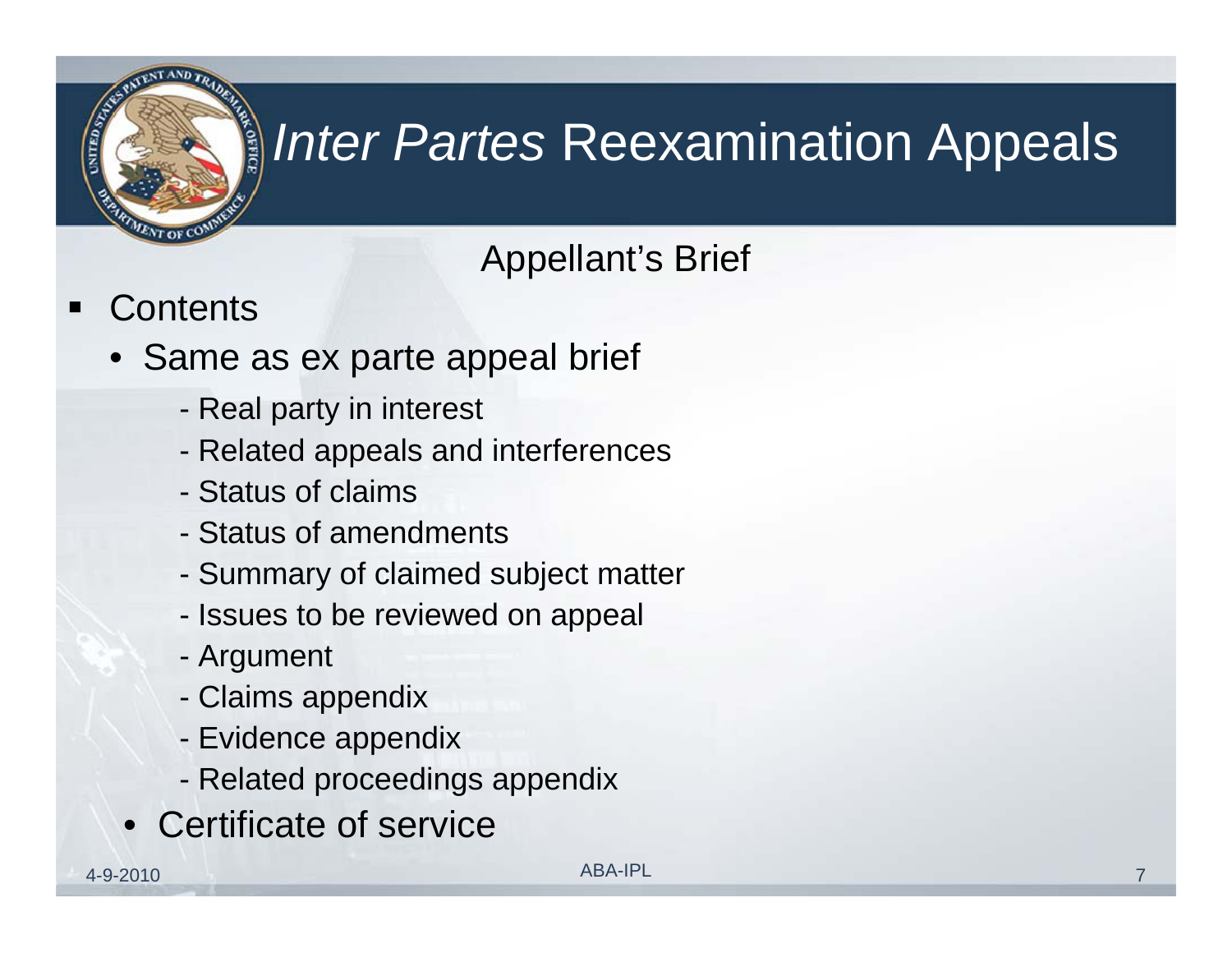# *Inter Partes* Reexamination Appeals

## Appellant's Brief

- Contents
  - Same as ex parte appeal brief
    - Real party in interest
    - Related appeals and interferences
    - Status of claims
    - Status of amendments
    - Summary of claimed subject matter
    - Issues to be reviewed on appeal
    - Argument
    - Claims appendix
    - Evidence appendix
    - Related proceedings appendix
  - Certificate of service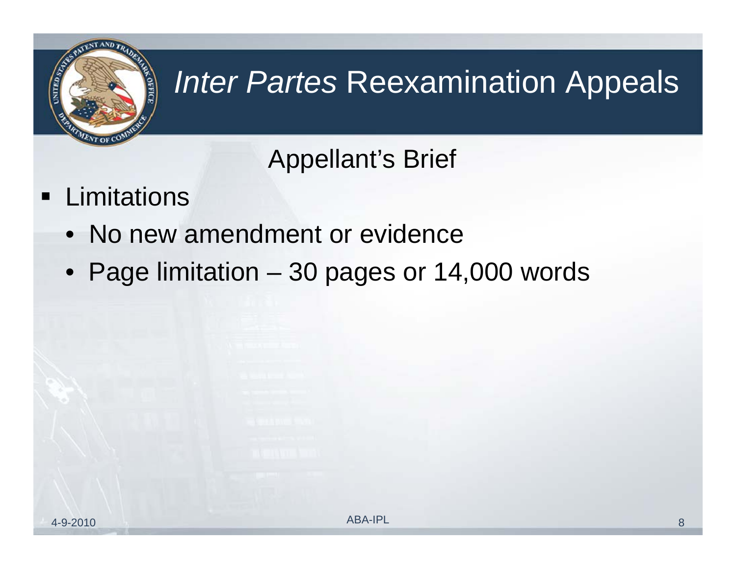# *Inter Partes* Reexamination Appeals

## Appellant's Brief

- Limitations
  - No new amendment or evidence
  - Page limitation – 30 pages or 14,000 words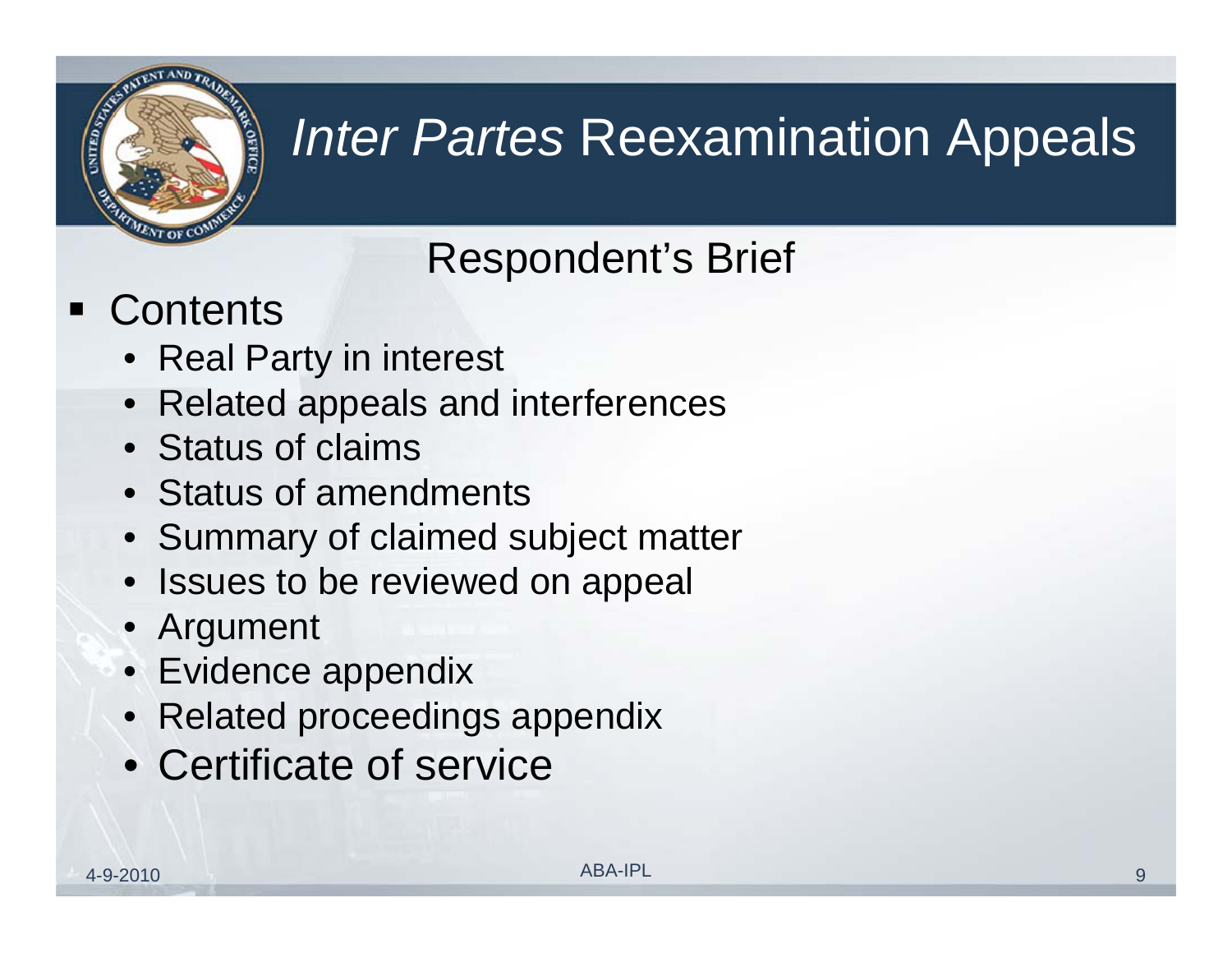# *Inter Partes* Reexamination Appeals

## Respondent's Brief

- Contents
  - Real Party in interest
  - Related appeals and interferences
  - Status of claims
  - Status of amendments
  - Summary of claimed subject matter
  - Issues to be reviewed on appeal
  - Argument
  - Evidence appendix
  - Related proceedings appendix
  - Certificate of service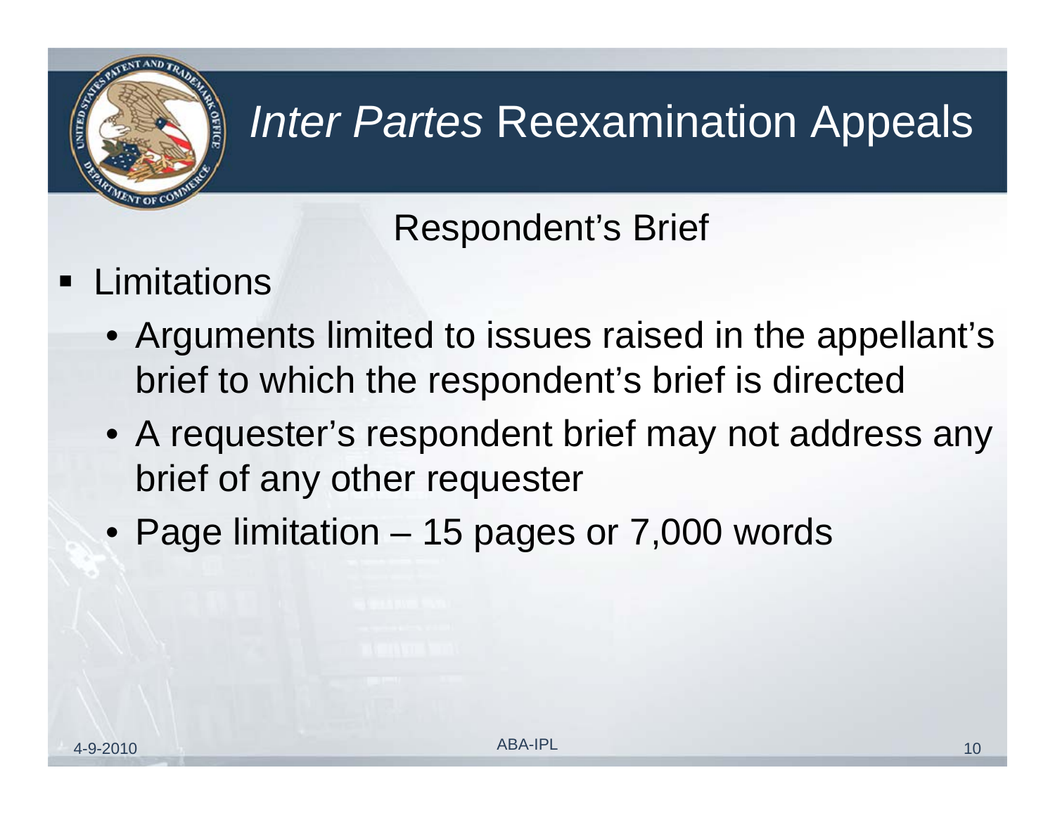# *Inter Partes* Reexamination Appeals

## Respondent's Brief

- Limitations
  - Arguments limited to issues raised in the appellant's brief to which the respondent's brief is directed
  - A requester's respondent brief may not address any brief of any other requester
  - Page limitation – 15 pages or 7,000 words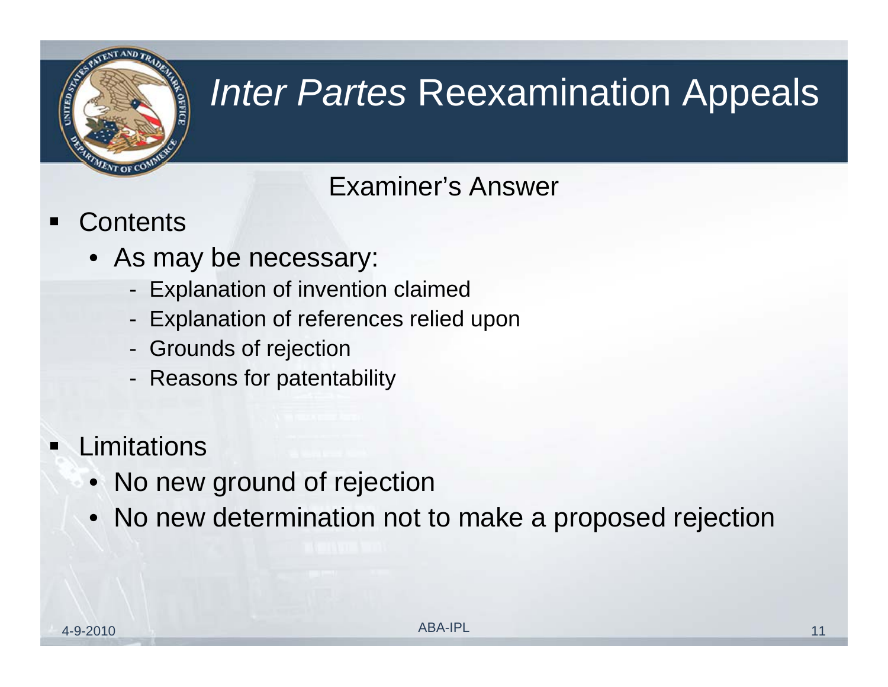# *Inter Partes* Reexamination Appeals

## Examiner's Answer

- Contents
  - As may be necessary:
    - Explanation of invention claimed
    - Explanation of references relied upon
    - Grounds of rejection
    - Reasons for patentability

- Limitations
  - No new ground of rejection
  - No new determination not to make a proposed rejection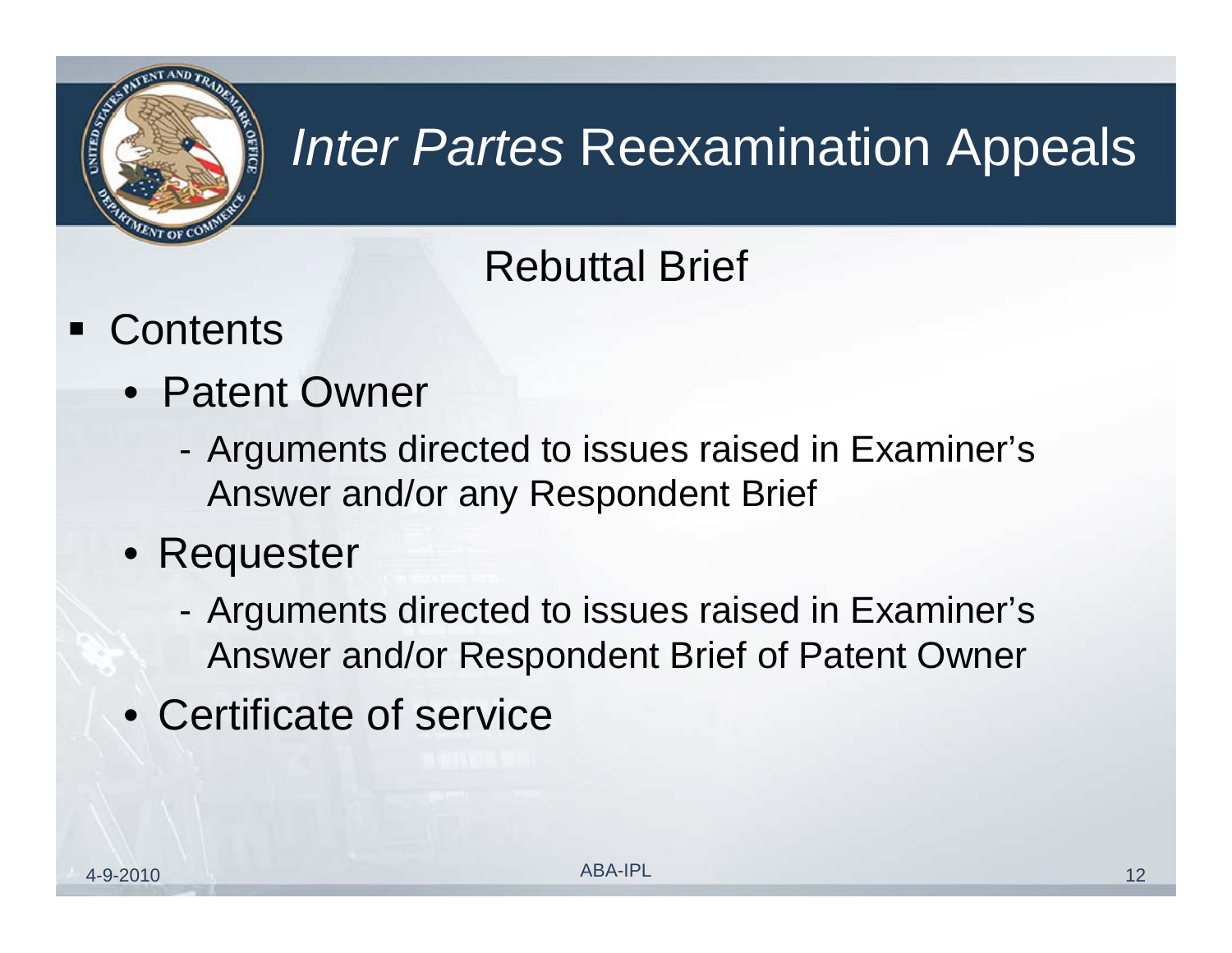# *Inter Partes* Reexamination Appeals

## Rebuttal Brief

- Contents
  - Patent Owner
    - Arguments directed to issues raised in Examiner's Answer and/or any Respondent Brief
  - Requester
    - Arguments directed to issues raised in Examiner's Answer and/or Respondent Brief of Patent Owner
  - Certificate of service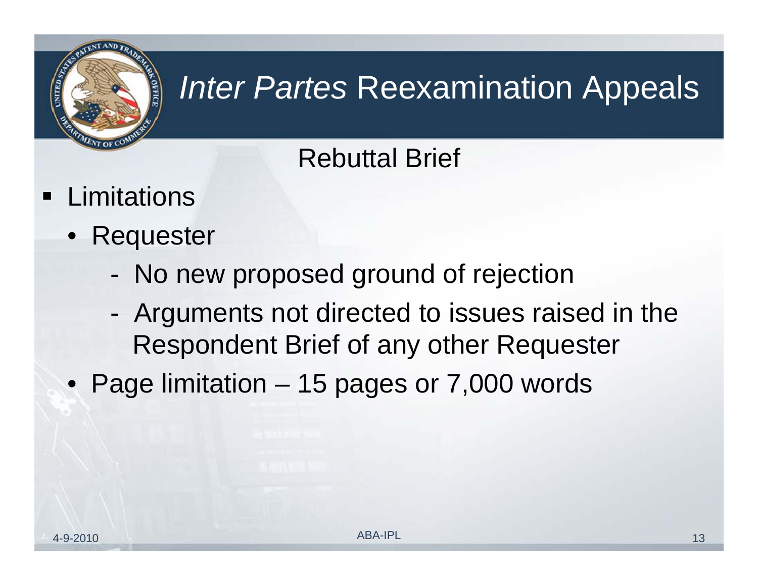# *Inter Partes* Reexamination Appeals

## Rebuttal Brief

- Limitations
  - Requester
    - No new proposed ground of rejection
    - Arguments not directed to issues raised in the Respondent Brief of any other Requester
  - Page limitation – 15 pages or 7,000 words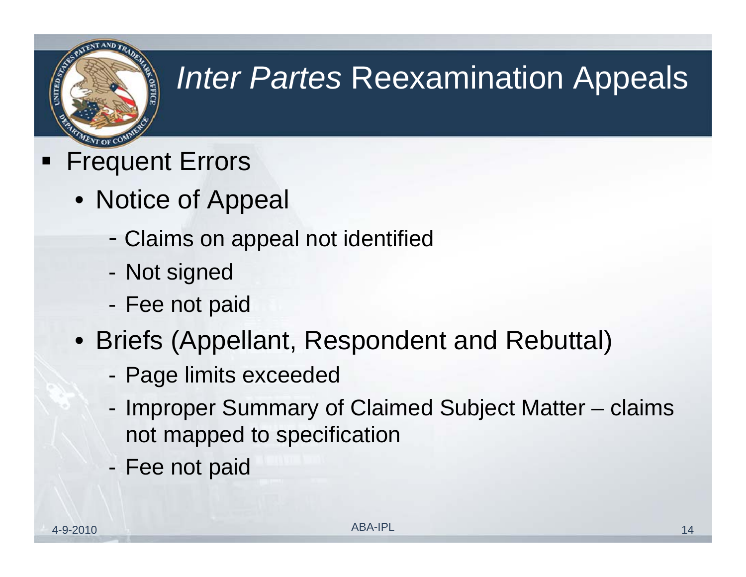# *Inter Partes* Reexamination Appeals

- Frequent Errors
  - Notice of Appeal
    - Claims on appeal not identified
    - Not signed
    - Fee not paid
  - Briefs (Appellant, Respondent and Rebuttal)
    - Page limits exceeded
    - Improper Summary of Claimed Subject Matter – claims not mapped to specification
    - Fee not paid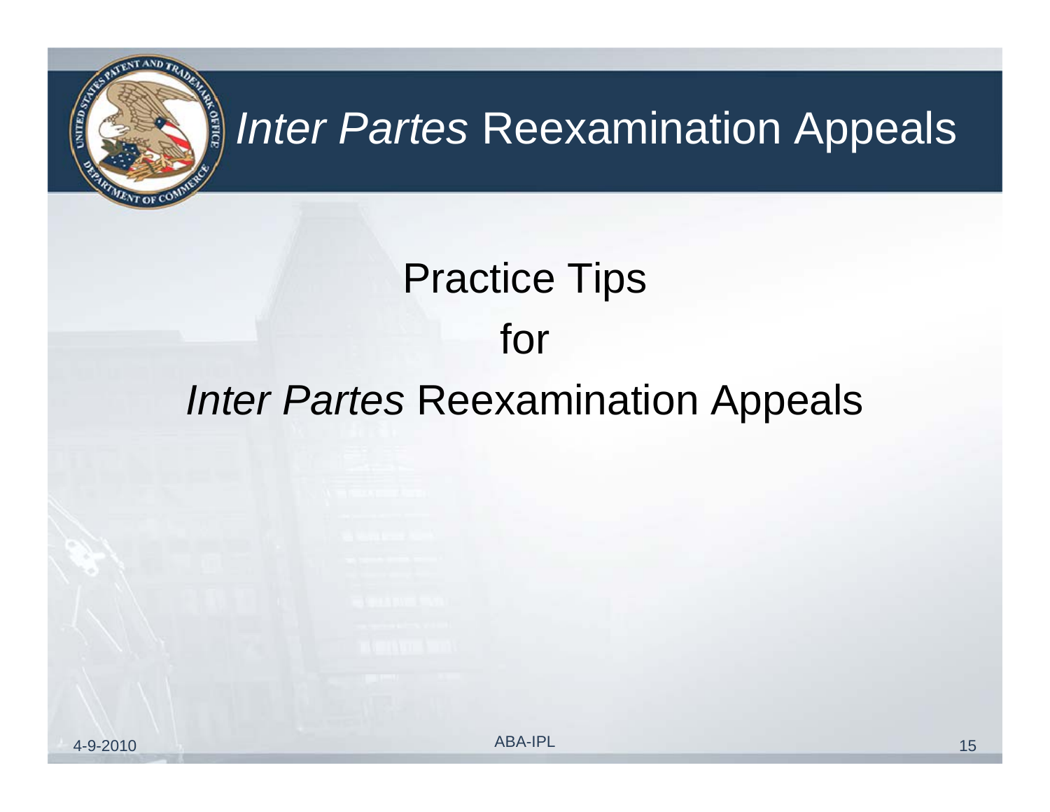# *Inter Partes* Reexamination Appeals

## Practice Tips for *Inter Partes* Reexamination Appeals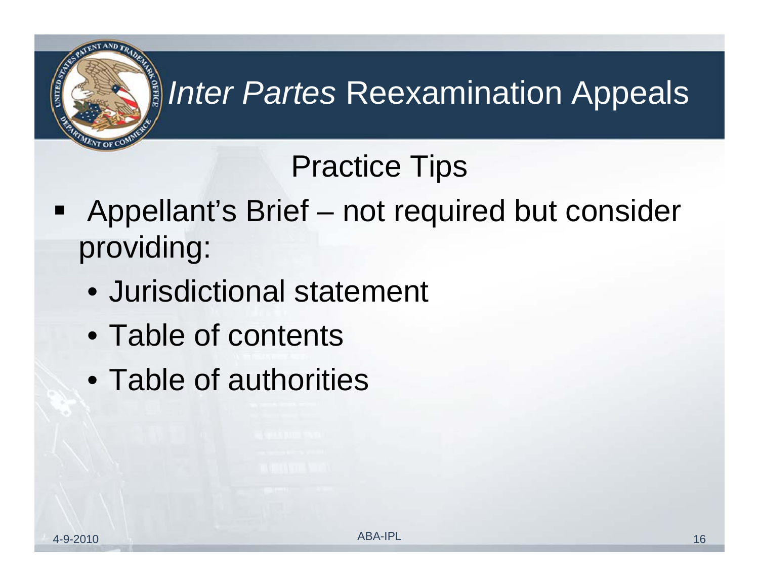# *Inter Partes* Reexamination Appeals

## Practice Tips

- Appellant's Brief – not required but consider providing:
  - Jurisdictional statement
  - Table of contents
  - Table of authorities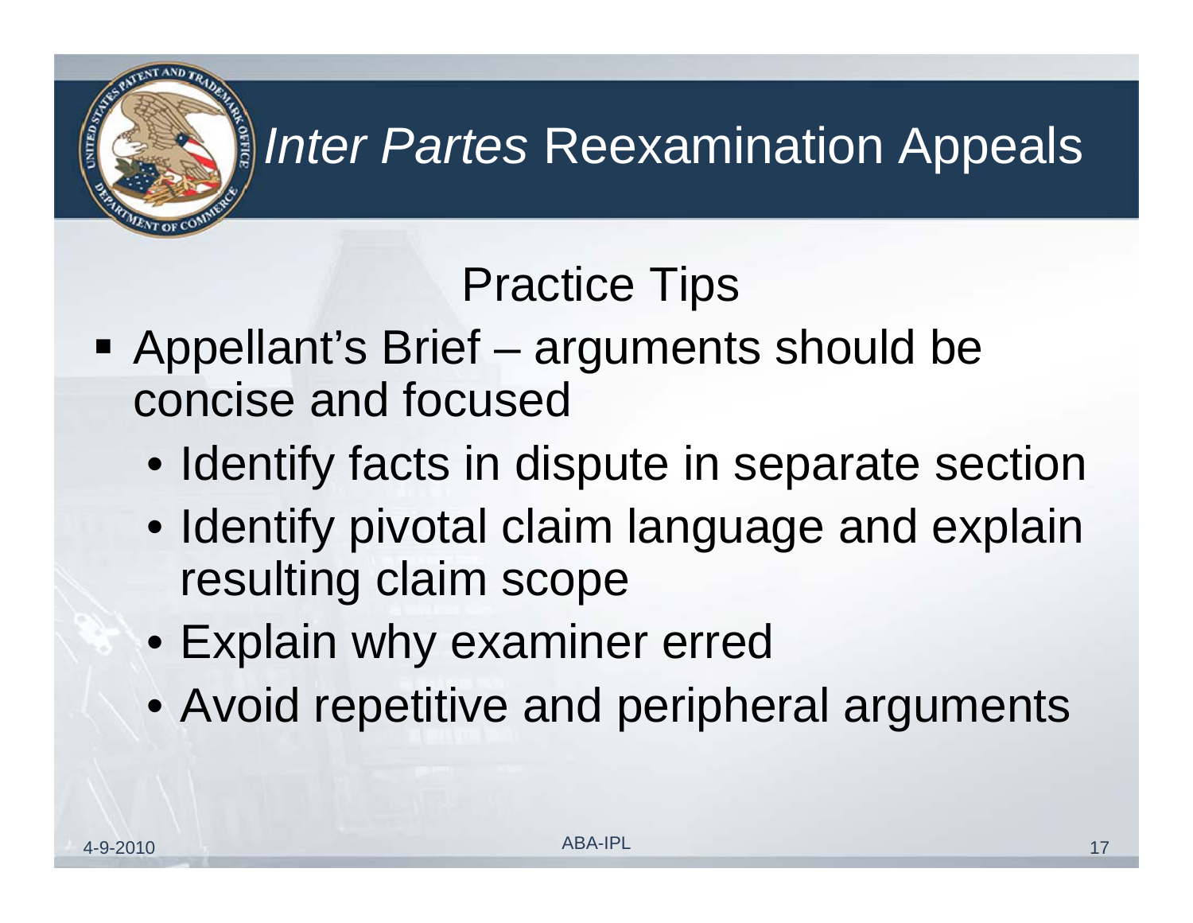# *Inter Partes* Reexamination Appeals

## Practice Tips

- Appellant's Brief – arguments should be concise and focused
  - Identify facts in dispute in separate section
  - Identify pivotal claim language and explain resulting claim scope
  - Explain why examiner erred
  - Avoid repetitive and peripheral arguments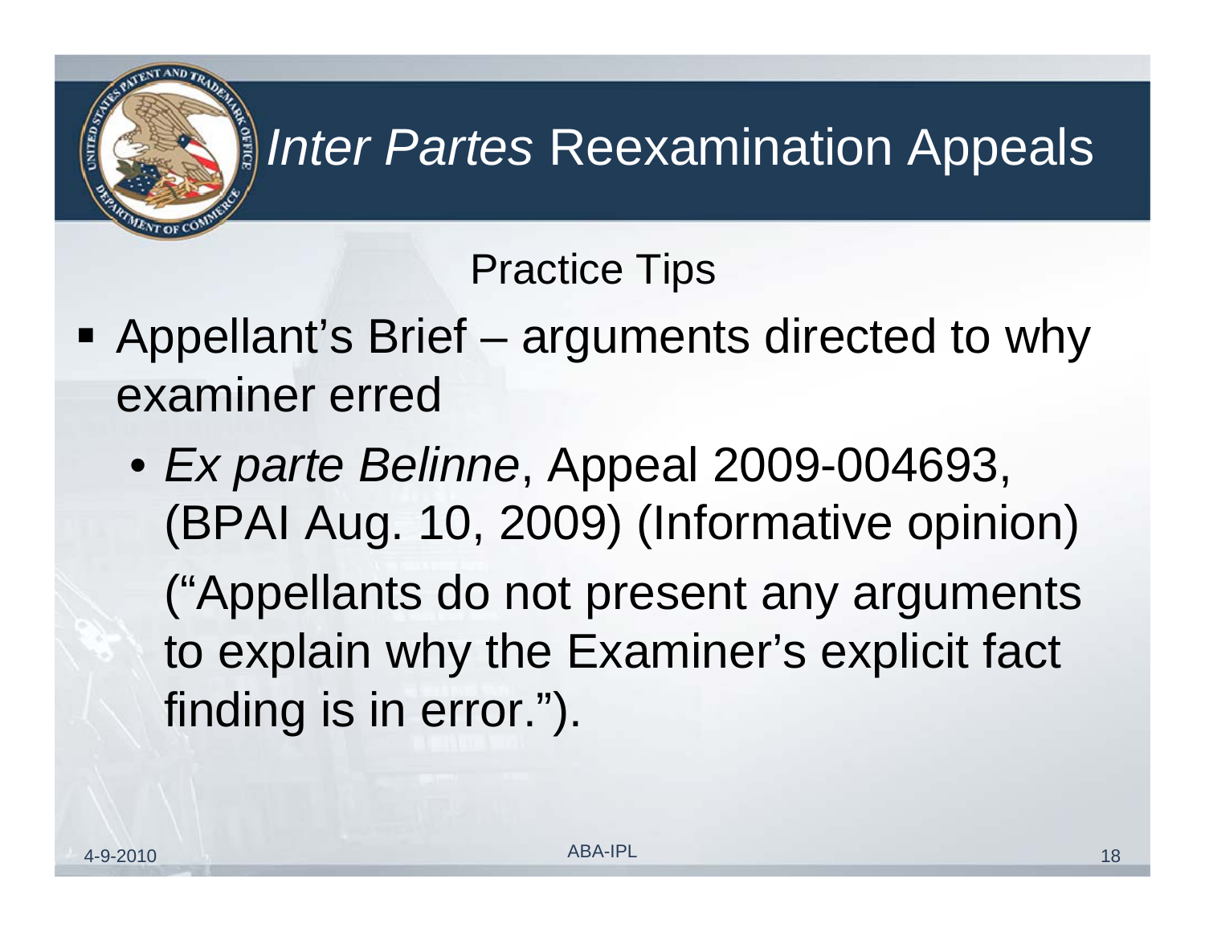# *Inter Partes* Reexamination Appeals

## Practice Tips

- Appellant's Brief – arguments directed to why examiner erred
  - *Ex parte Belinne*, Appeal 2009-004693, (BPAI Aug. 10, 2009) (Informative opinion)

    ("Appellants do not present any arguments to explain why the Examiner's explicit fact finding is in error.").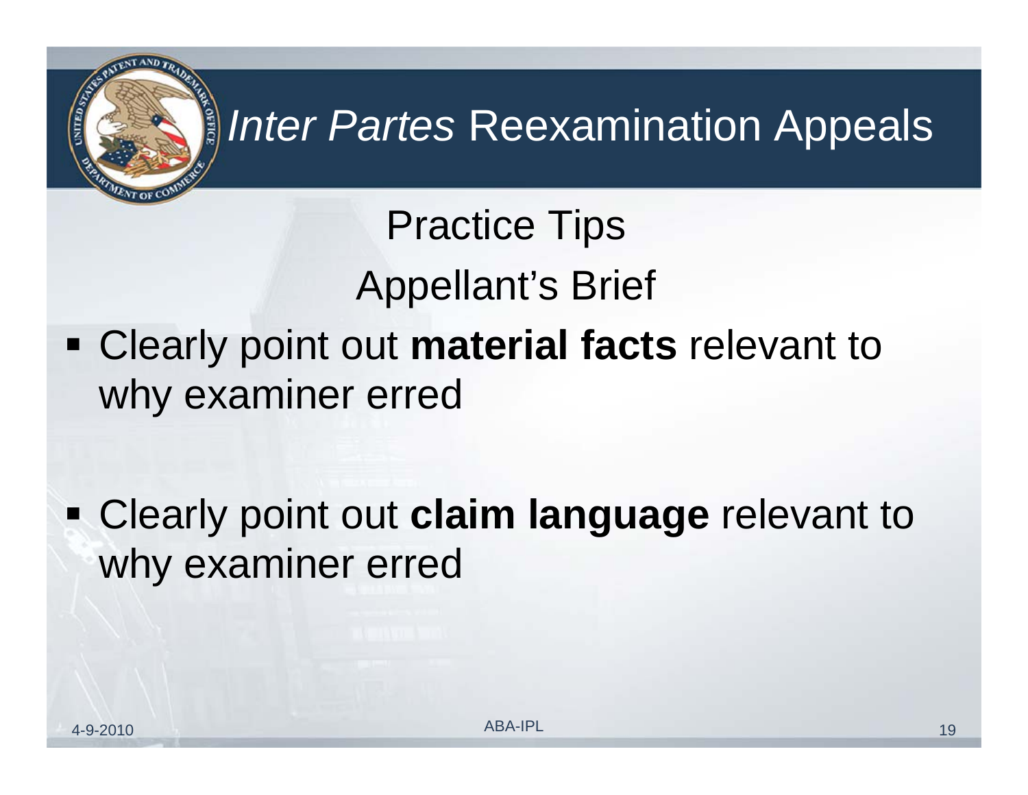# *Inter Partes* Reexamination Appeals

## Practice Tips

## Appellant's Brief

- Clearly point out **material facts** relevant to why examiner erred

- Clearly point out **claim language** relevant to why examiner erred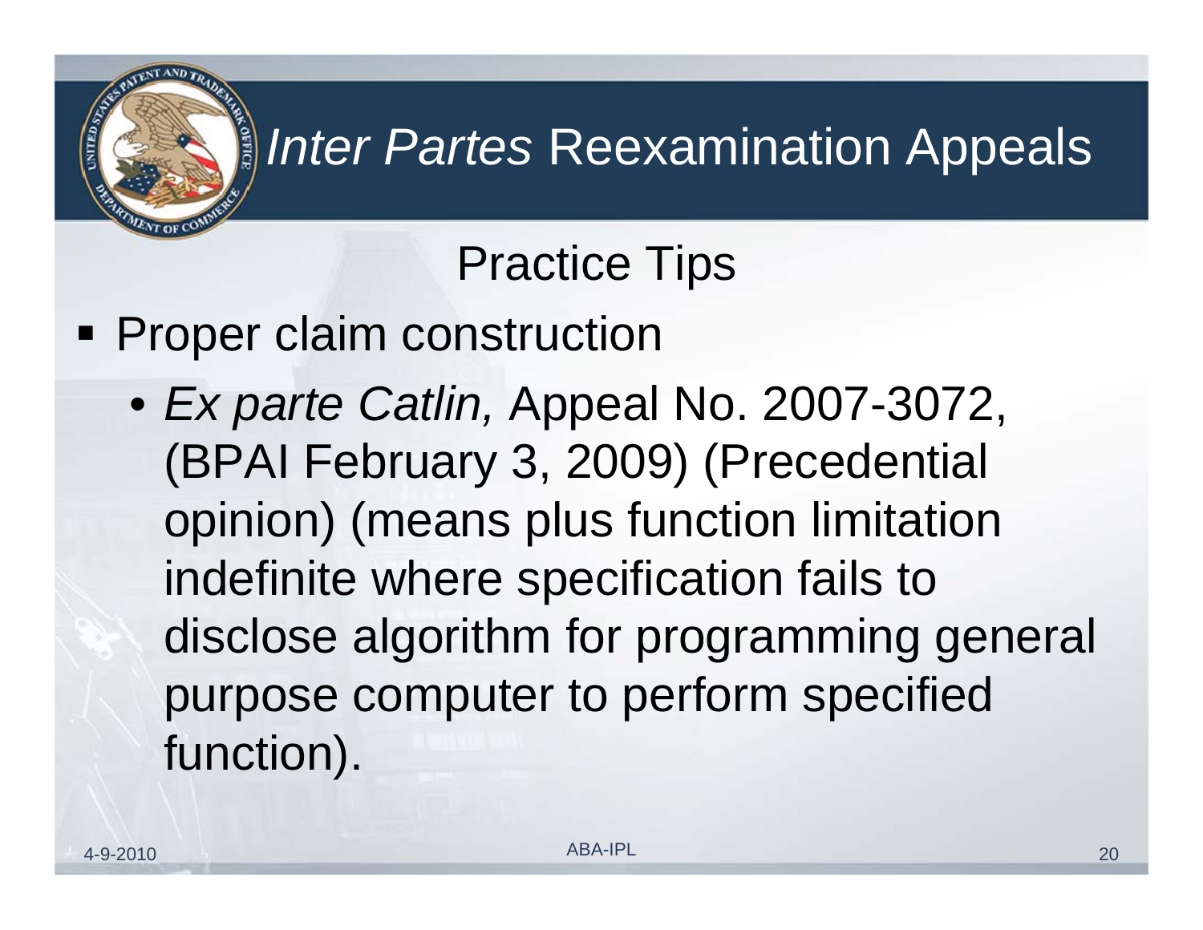# *Inter Partes* Reexamination Appeals

## Practice Tips

- Proper claim construction
  - *Ex parte Catlin,* Appeal No. 2007-3072, (BPAI February 3, 2009) (Precedential opinion) (means plus function limitation indefinite where specification fails to disclose algorithm for programming general purpose computer to perform specified function).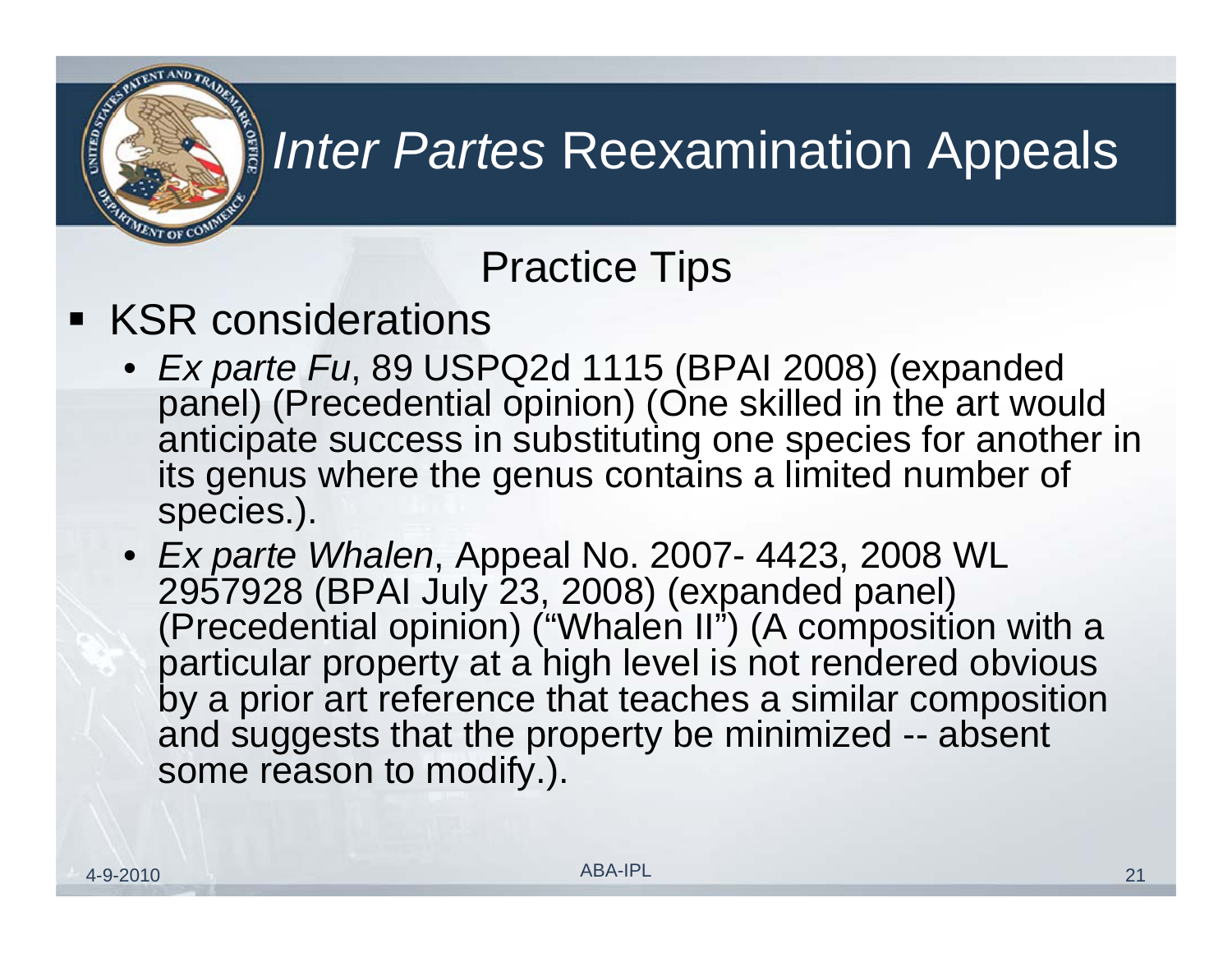# *Inter Partes* Reexamination Appeals

## Practice Tips

- KSR considerations
  - *Ex parte Fu*, 89 USPQ2d 1115 (BPAI 2008) (expanded panel) (Precedential opinion) (One skilled in the art would anticipate success in substituting one species for another in its genus where the genus contains a limited number of species.).
  - *Ex parte Whalen*, Appeal No. 2007- 4423, 2008 WL 2957928 (BPAI July 23, 2008) (expanded panel) (Precedential opinion) ("Whalen II") (A composition with a particular property at a high level is not rendered obvious by a prior art reference that teaches a similar composition and suggests that the property be minimized -- absent some reason to modify.).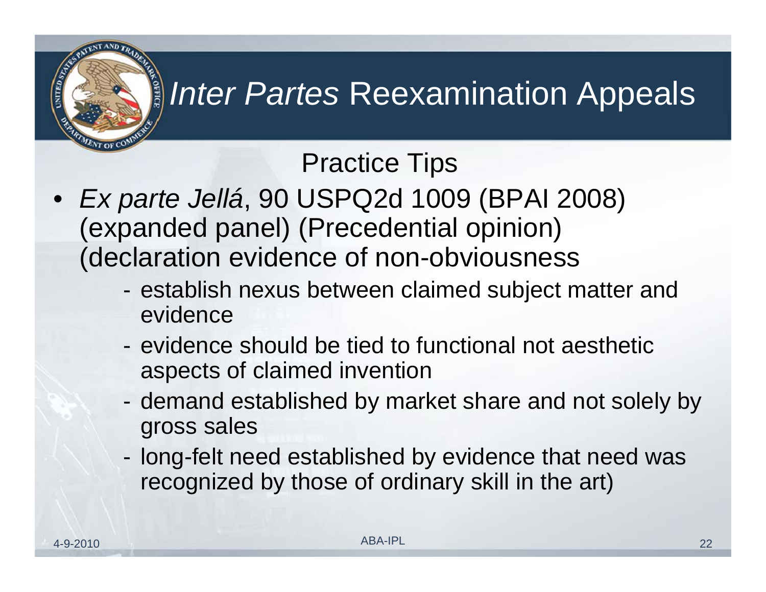# *Inter Partes* Reexamination Appeals

## Practice Tips

- *Ex parte Jellá*, 90 USPQ2d 1009 (BPAI 2008) (expanded panel) (Precedential opinion) (declaration evidence of non-obviousness
  - establish nexus between claimed subject matter and evidence
  - evidence should be tied to functional not aesthetic aspects of claimed invention
  - demand established by market share and not solely by gross sales
  - long-felt need established by evidence that need was recognized by those of ordinary skill in the art)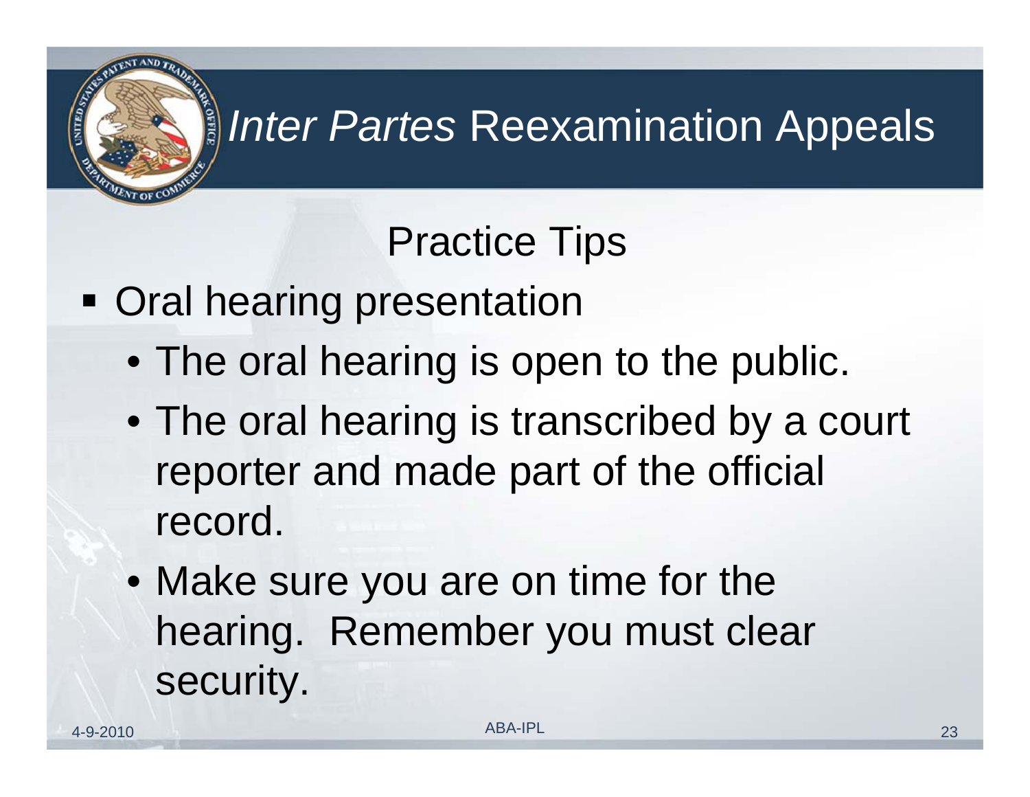# *Inter Partes* Reexamination Appeals

## Practice Tips

- Oral hearing presentation
  - The oral hearing is open to the public.
  - The oral hearing is transcribed by a court reporter and made part of the official record.
  - Make sure you are on time for the hearing. Remember you must clear security.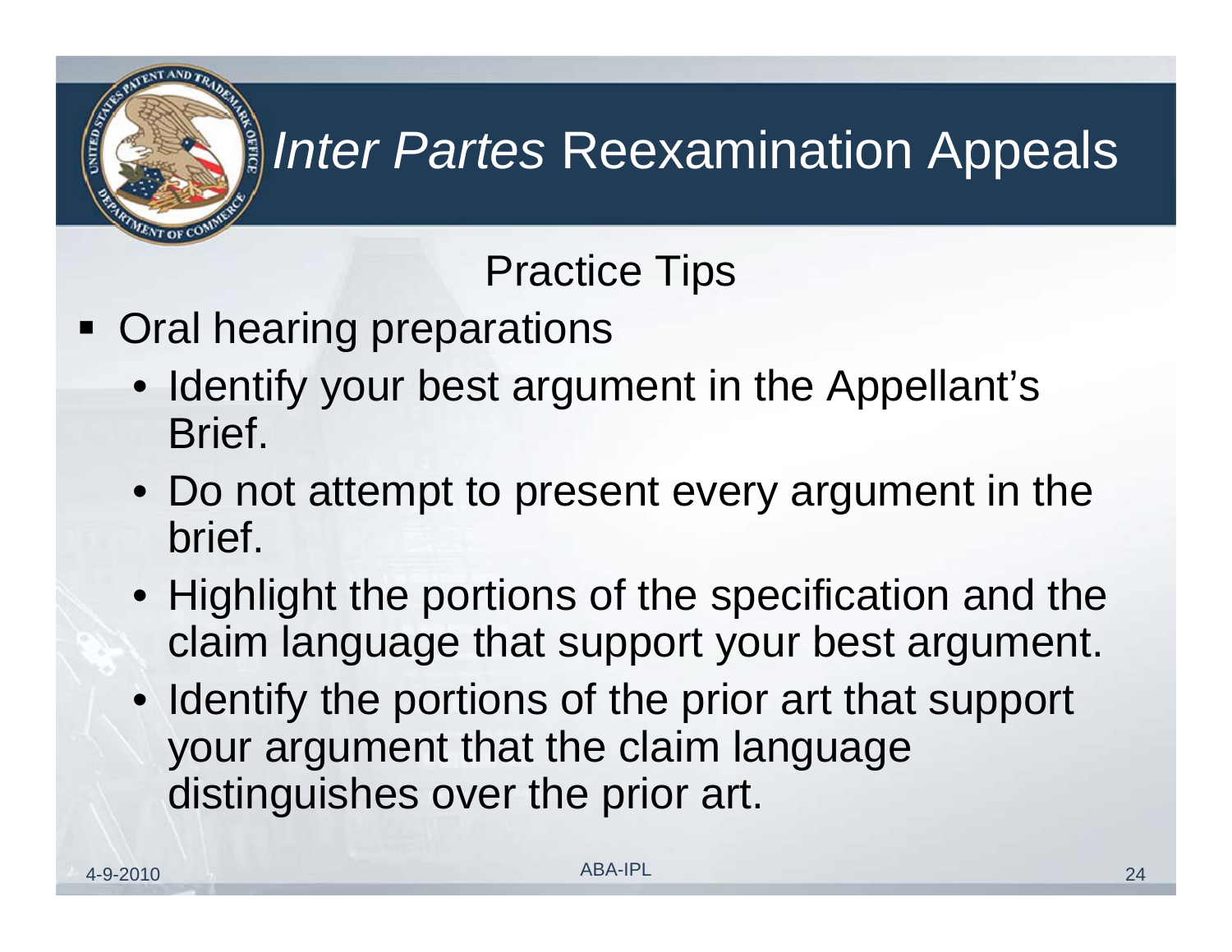# *Inter Partes* Reexamination Appeals

## Practice Tips

- Oral hearing preparations
  - Identify your best argument in the Appellant's Brief.
  - Do not attempt to present every argument in the brief.
  - Highlight the portions of the specification and the claim language that support your best argument.
  - Identify the portions of the prior art that support your argument that the claim language distinguishes over the prior art.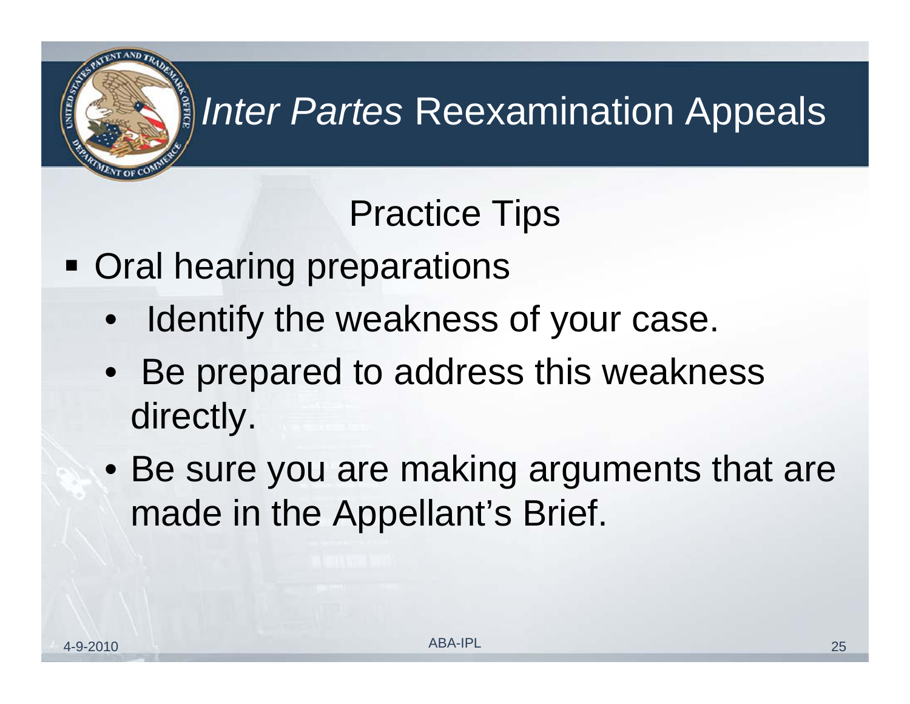# *Inter Partes* Reexamination Appeals

## Practice Tips

- Oral hearing preparations
  - Identify the weakness of your case.
  - Be prepared to address this weakness directly.
  - Be sure you are making arguments that are made in the Appellant's Brief.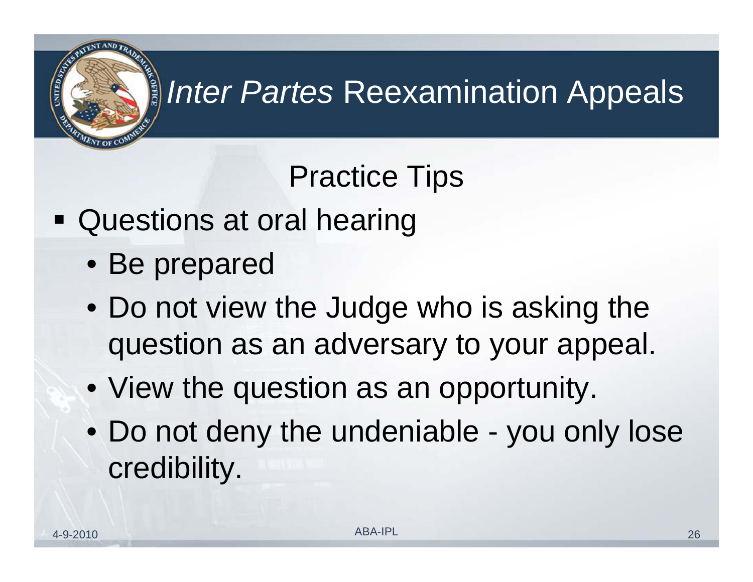# *Inter Partes* Reexamination Appeals

## Practice Tips

- Questions at oral hearing
  - Be prepared
  - Do not view the Judge who is asking the question as an adversary to your appeal.
  - View the question as an opportunity.
  - Do not deny the undeniable - you only lose credibility.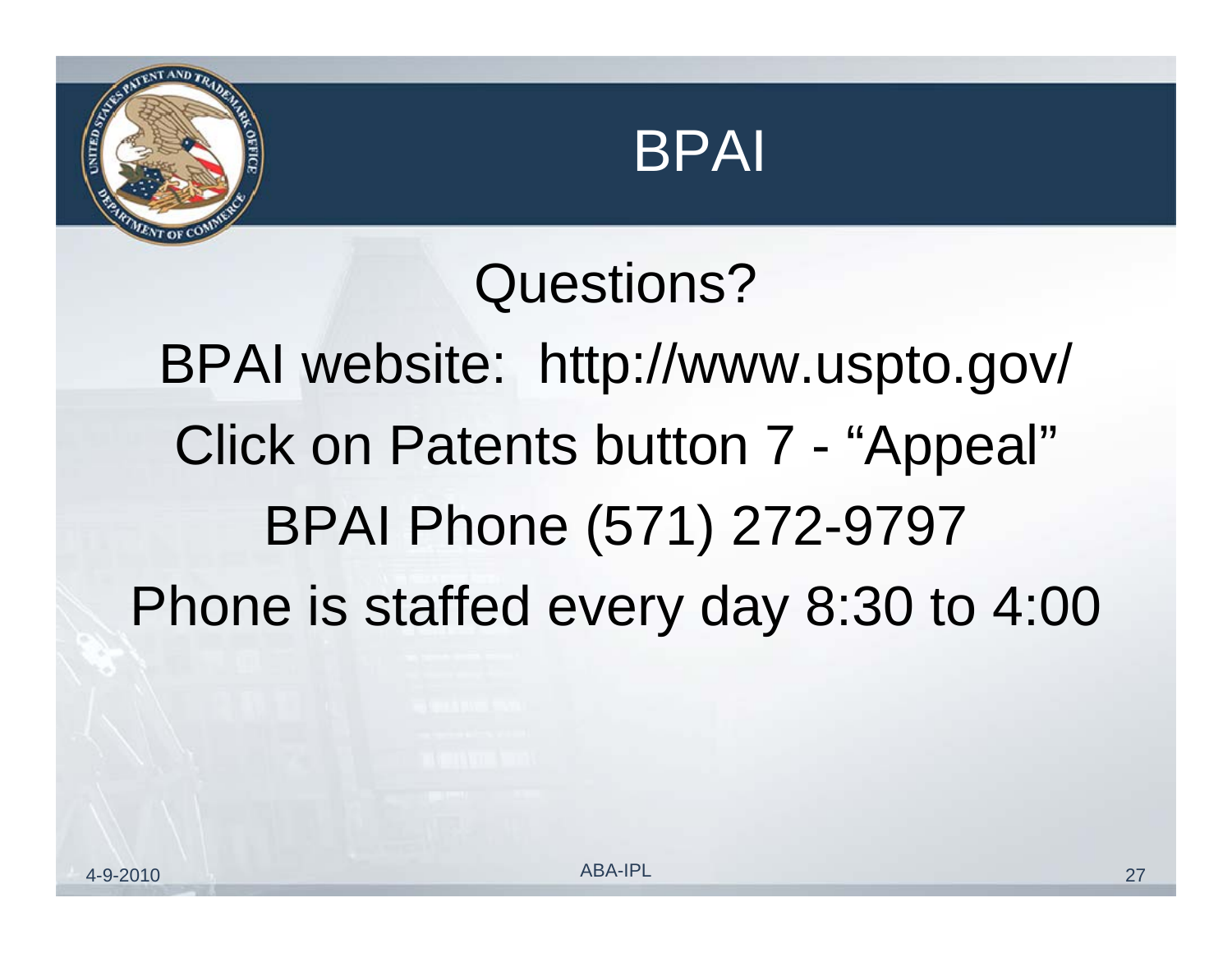# BPAI

Questions?

BPAI website: http://www.uspto.gov/

Click on Patents button 7 - "Appeal"

BPAI Phone (571) 272-9797

Phone is staffed every day 8:30 to 4:00